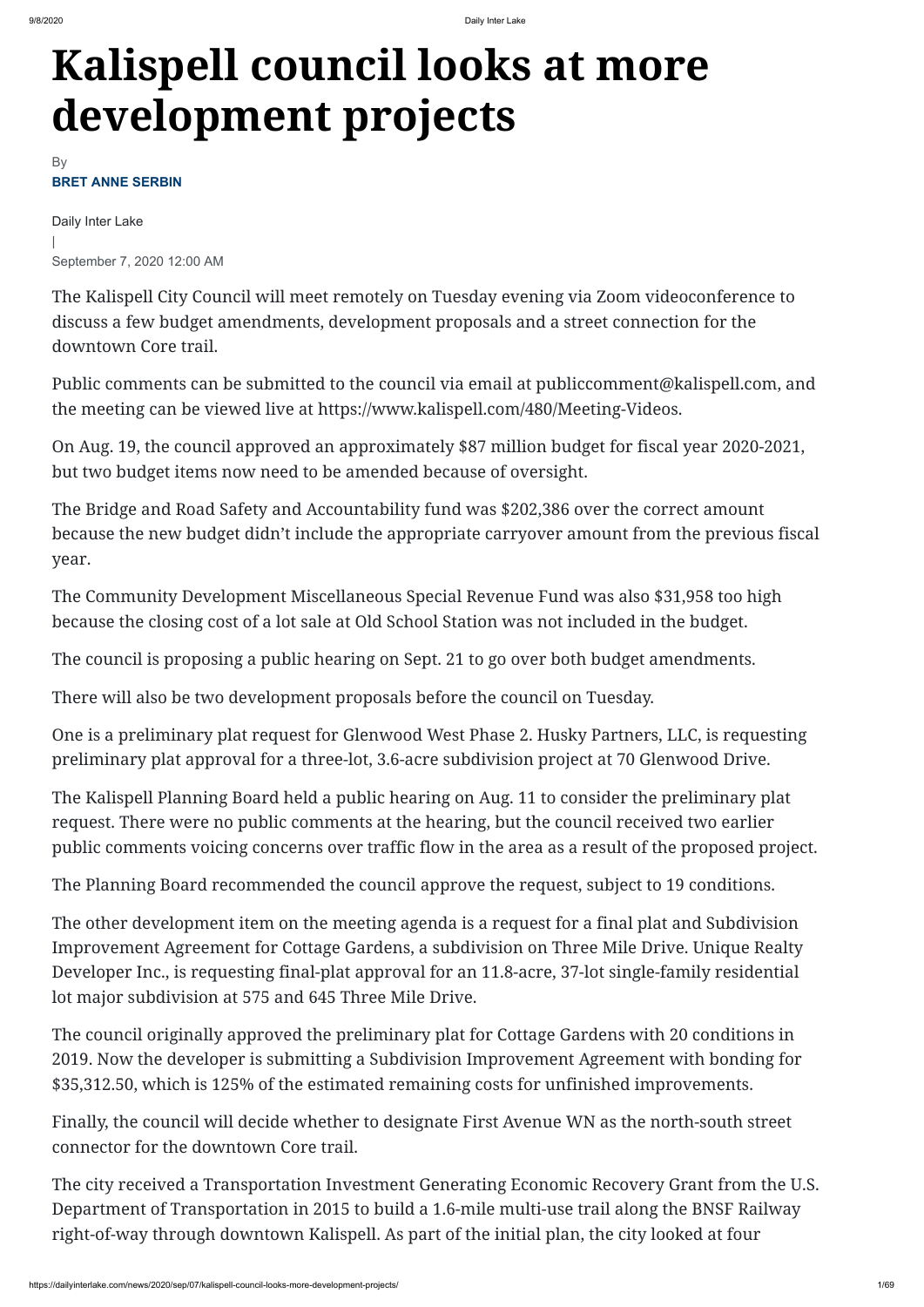# Kalispell council looks at more development projects

By
**BRET ANNE SERBIN**

Daily Inter Lake
|
September 7, 2020 12:00 AM

The Kalispell City Council will meet remotely on Tuesday evening via Zoom videoconference to discuss a few budget amendments, development proposals and a street connection for the downtown Core trail.

Public comments can be submitted to the council via email at publiccomment@kalispell.com, and the meeting can be viewed live at https://www.kalispell.com/480/Meeting-Videos.

On Aug. 19, the council approved an approximately $87 million budget for fiscal year 2020-2021, but two budget items now need to be amended because of oversight.

The Bridge and Road Safety and Accountability fund was $202,386 over the correct amount because the new budget didn't include the appropriate carryover amount from the previous fiscal year.

The Community Development Miscellaneous Special Revenue Fund was also $31,958 too high because the closing cost of a lot sale at Old School Station was not included in the budget.

The council is proposing a public hearing on Sept. 21 to go over both budget amendments.

There will also be two development proposals before the council on Tuesday.

One is a preliminary plat request for Glenwood West Phase 2. Husky Partners, LLC, is requesting preliminary plat approval for a three-lot, 3.6-acre subdivision project at 70 Glenwood Drive.

The Kalispell Planning Board held a public hearing on Aug. 11 to consider the preliminary plat request. There were no public comments at the hearing, but the council received two earlier public comments voicing concerns over traffic flow in the area as a result of the proposed project.

The Planning Board recommended the council approve the request, subject to 19 conditions.

The other development item on the meeting agenda is a request for a final plat and Subdivision Improvement Agreement for Cottage Gardens, a subdivision on Three Mile Drive. Unique Realty Developer Inc., is requesting final-plat approval for an 11.8-acre, 37-lot single-family residential lot major subdivision at 575 and 645 Three Mile Drive.

The council originally approved the preliminary plat for Cottage Gardens with 20 conditions in 2019. Now the developer is submitting a Subdivision Improvement Agreement with bonding for $35,312.50, which is 125% of the estimated remaining costs for unfinished improvements.

Finally, the council will decide whether to designate First Avenue WN as the north-south street connector for the downtown Core trail.

The city received a Transportation Investment Generating Economic Recovery Grant from the U.S. Department of Transportation in 2015 to build a 1.6-mile multi-use trail along the BNSF Railway right-of-way through downtown Kalispell. As part of the initial plan, the city looked at four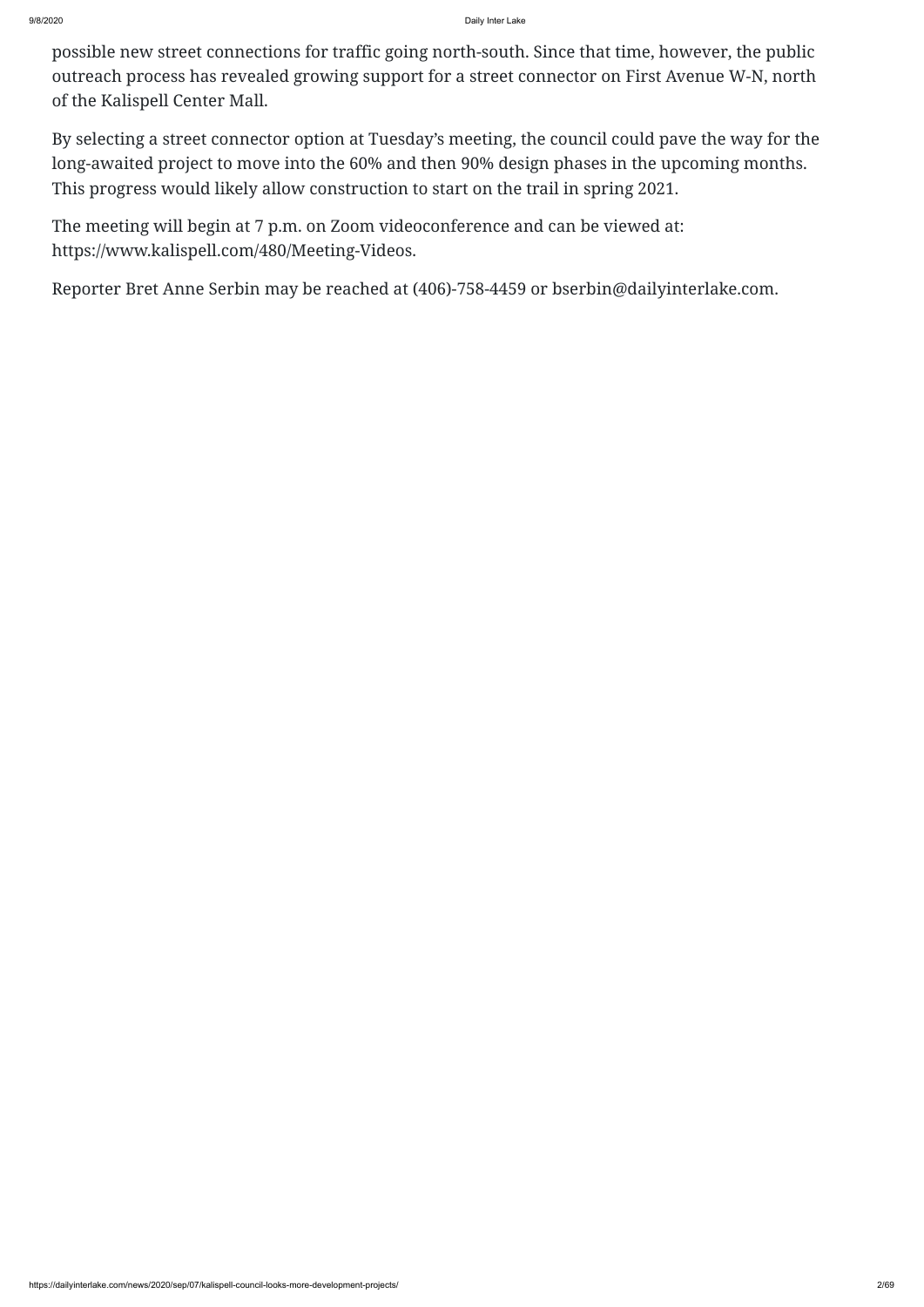possible new street connections for traffic going north-south. Since that time, however, the public outreach process has revealed growing support for a street connector on First Avenue W-N, north of the Kalispell Center Mall.

By selecting a street connector option at Tuesday's meeting, the council could pave the way for the long-awaited project to move into the 60% and then 90% design phases in the upcoming months. This progress would likely allow construction to start on the trail in spring 2021.

The meeting will begin at 7 p.m. on Zoom videoconference and can be viewed at: https://www.kalispell.com/480/Meeting-Videos.

Reporter Bret Anne Serbin may be reached at (406)-758-4459 or bserbin@dailyinterlake.com.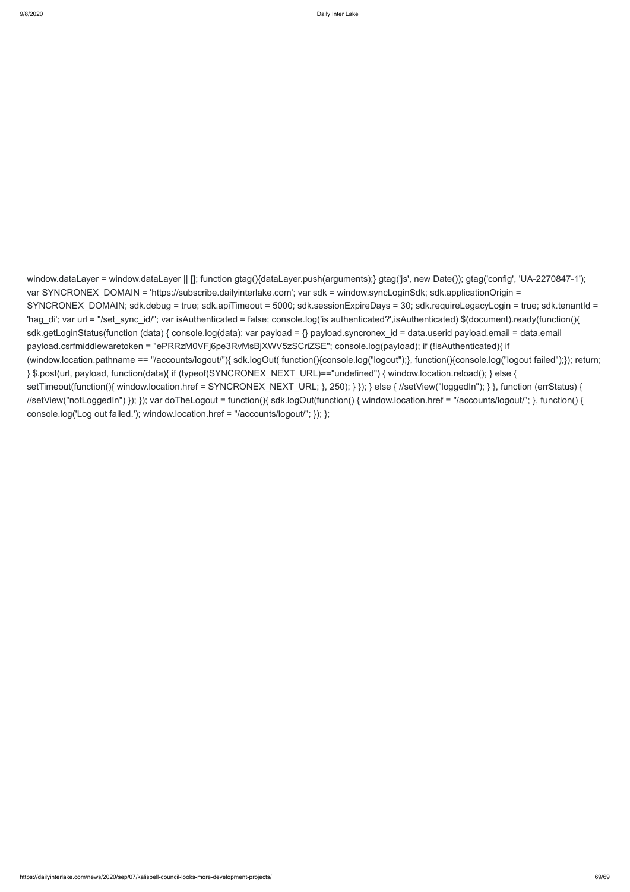window.dataLayer = window.dataLayer || []; function gtag(){dataLayer.push(arguments);} gtag('js', new Date()); gtag('config', 'UA-2270847-1'); var SYNCRONEX_DOMAIN = 'https://subscribe.dailyinterlake.com'; var sdk = window.syncLoginSdk; sdk.applicationOrigin = SYNCRONEX_DOMAIN; sdk.debug = true; sdk.apiTimeout = 5000; sdk.sessionExpireDays = 30; sdk.requireLegacyLogin = true; sdk.tenantId = 'hag_di'; var url = "/set_sync_id/"; var isAuthenticated = false; console.log('is authenticated?',isAuthenticated) $(document).ready(function(){ sdk.getLoginStatus(function (data) { console.log(data); var payload = {} payload.syncronex_id = data.userid payload.email = data.email payload.csrfmiddlewaretoken = "ePRRzM0VFj6pe3RvMsBjXWV5zSCriZSE"; console.log(payload); if (!isAuthenticated){ if (window.location.pathname == "/accounts/logout/"){ sdk.logOut( function(){console.log("logout");}, function(){console.log("logout failed");}); return; } $.post(url, payload, function(data){ if (typeof(SYNCRONEX_NEXT_URL)=="undefined") { window.location.reload(); } else { setTimeout(function(){ window.location.href = SYNCRONEX_NEXT_URL; }, 250); } }); } else { //setView("loggedIn"); } }, function (errStatus) { //setView("notLoggedIn") }); }); var doTheLogout = function(){ sdk.logOut(function() { window.location.href = "/accounts/logout/"; }, function() { console.log('Log out failed.'); window.location.href = "/accounts/logout/"; }); };